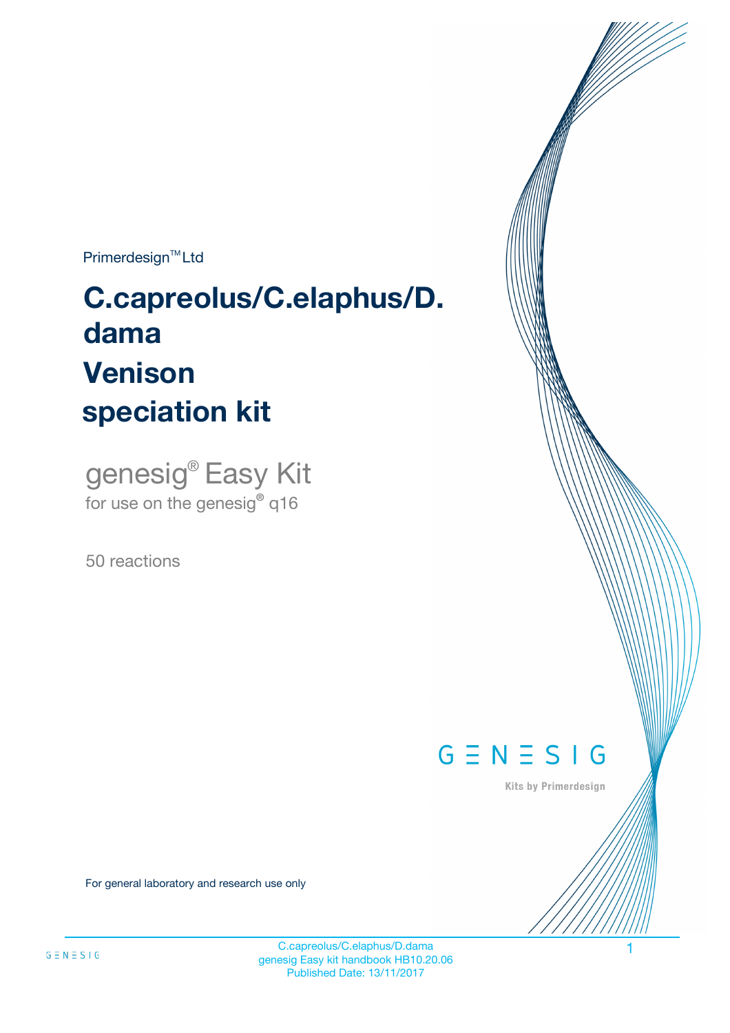Primerdesign™ Ltd

# C.capreolus/C.elaphus/D. dama
# Venison
# speciation kit

## genesig® Easy Kit

for use on the genesig® q16

50 reactions

G Ξ N Ξ S I G

Kits by Primerdesign

For general laboratory and research use only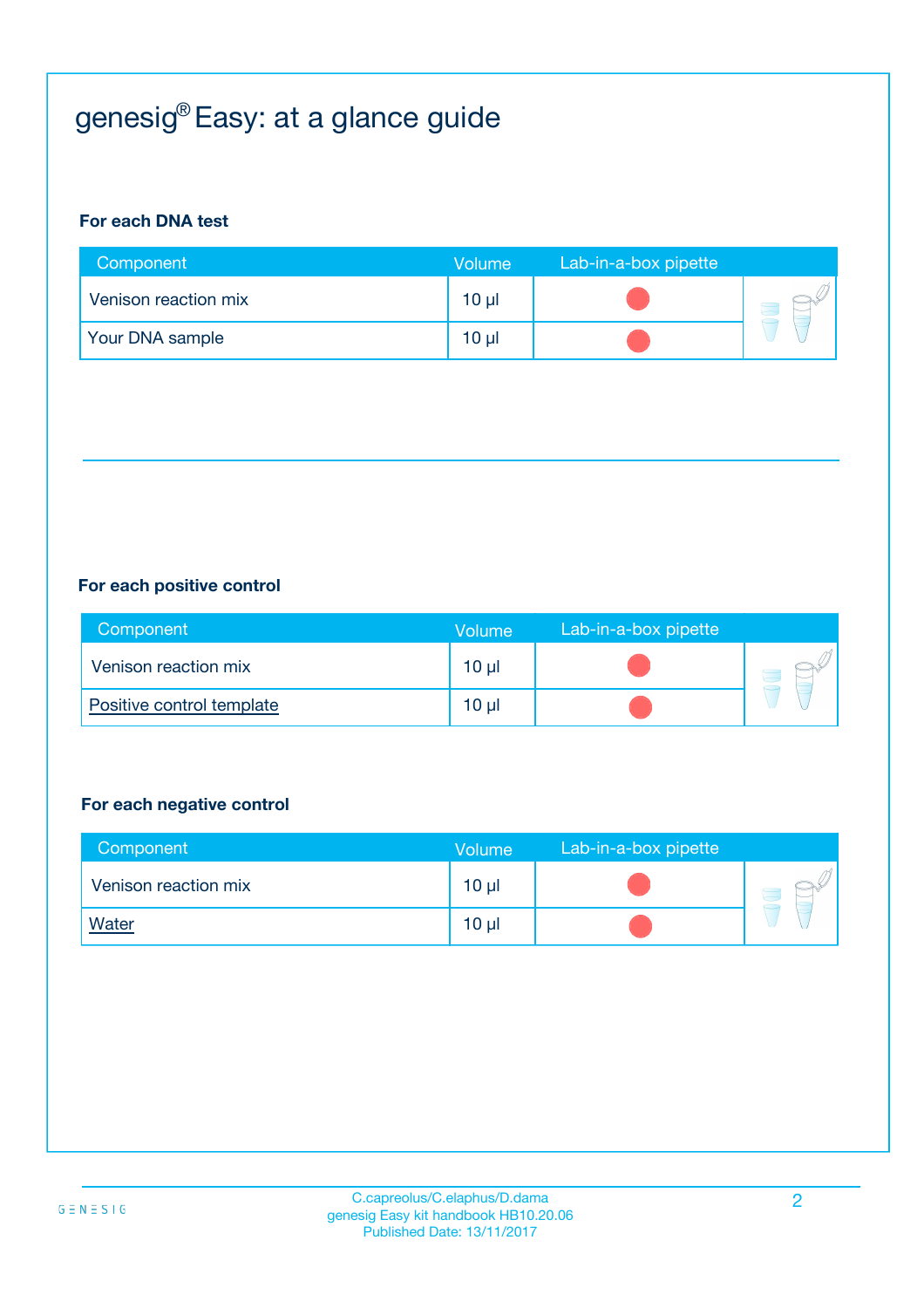# genesig® Easy: at a glance guide

**For each DNA test**

| Component | Volume | Lab-in-a-box pipette |
| --- | --- | --- |
| Venison reaction mix | 10 µl | |
| Your DNA sample | 10 µl | |

**For each positive control**

| Component | Volume | Lab-in-a-box pipette |
| --- | --- | --- |
| Venison reaction mix | 10 µl | |
| Positive control template | 10 µl | |

**For each negative control**

| Component | Volume | Lab-in-a-box pipette |
| --- | --- | --- |
| Venison reaction mix | 10 µl | |
| Water | 10 µl | |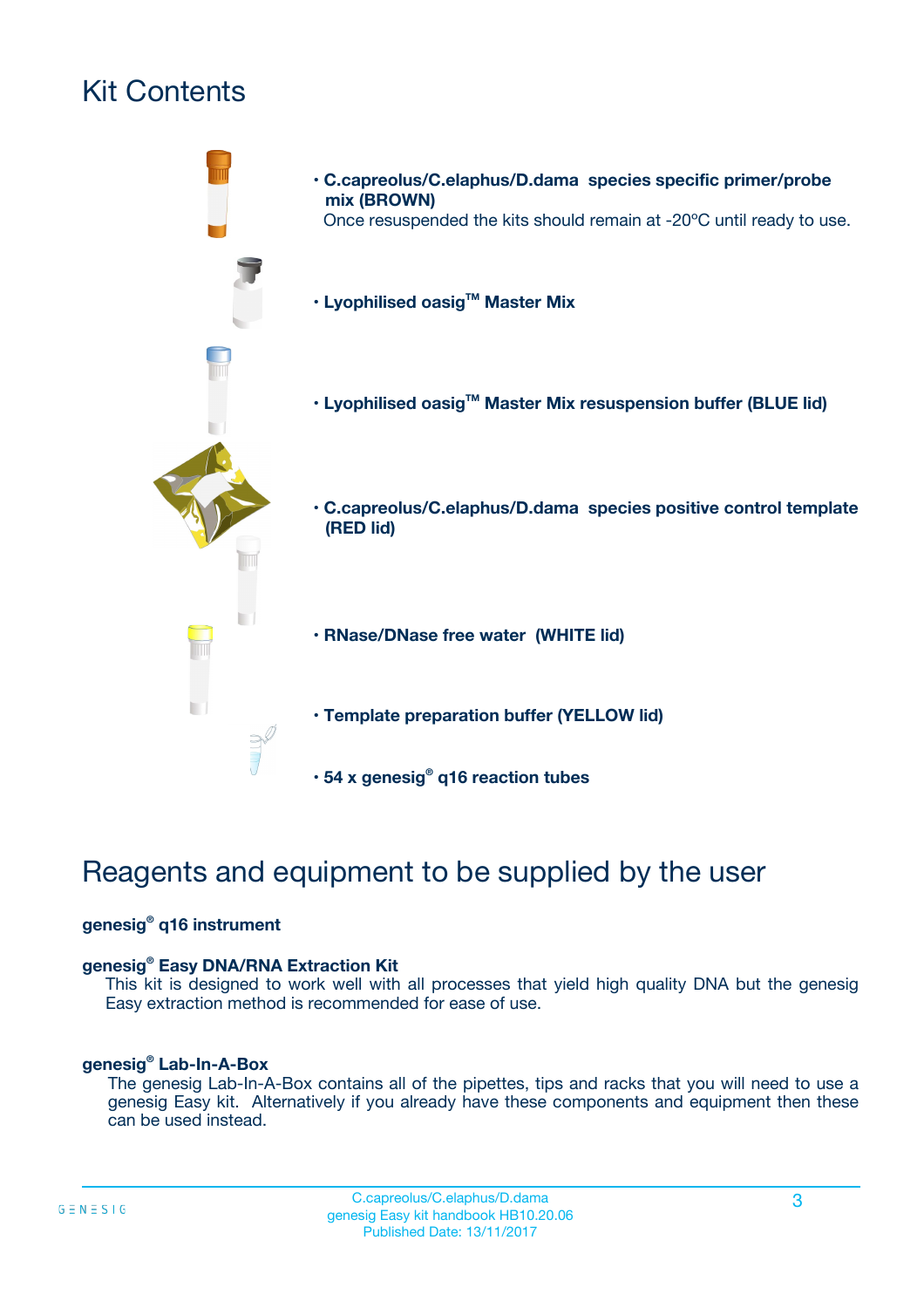# Kit Contents

- **C.capreolus/C.elaphus/D.dama species specific primer/probe mix (BROWN)**
  Once resuspended the kits should remain at -20ºC until ready to use.
- **Lyophilised oasig™ Master Mix**
- **Lyophilised oasig™ Master Mix resuspension buffer (BLUE lid)**
- **C.capreolus/C.elaphus/D.dama species positive control template (RED lid)**
- **RNase/DNase free water (WHITE lid)**
- **Template preparation buffer (YELLOW lid)**
- **54 x genesig® q16 reaction tubes**

# Reagents and equipment to be supplied by the user

**genesig® q16 instrument**

**genesig® Easy DNA/RNA Extraction Kit**
This kit is designed to work well with all processes that yield high quality DNA but the genesig Easy extraction method is recommended for ease of use.

**genesig® Lab-In-A-Box**
The genesig Lab-In-A-Box contains all of the pipettes, tips and racks that you will need to use a genesig Easy kit. Alternatively if you already have these components and equipment then these can be used instead.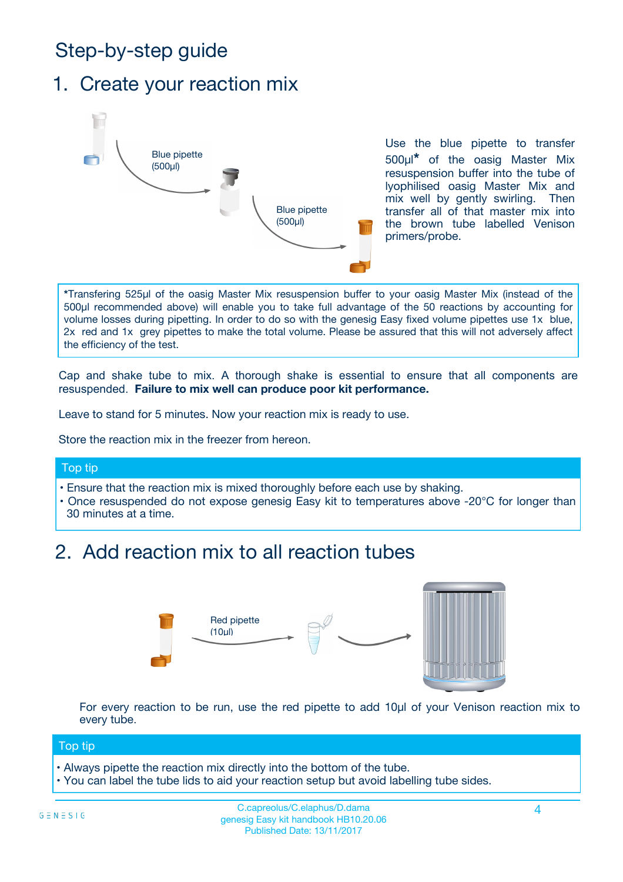# Step-by-step guide

## 1. Create your reaction mix

Blue pipette (500µl)

Blue pipette (500µl)

Use the blue pipette to transfer 500µl* of the oasig Master Mix resuspension buffer into the tube of lyophilised oasig Master Mix and mix well by gently swirling. Then transfer all of that master mix into the brown tube labelled Venison primers/probe.

*Transfering 525µl of the oasig Master Mix resuspension buffer to your oasig Master Mix (instead of the 500µl recommended above) will enable you to take full advantage of the 50 reactions by accounting for volume losses during pipetting. In order to do so with the genesig Easy fixed volume pipettes use 1x blue, 2x red and 1x grey pipettes to make the total volume. Please be assured that this will not adversely affect the efficiency of the test.

Cap and shake tube to mix. A thorough shake is essential to ensure that all components are resuspended. **Failure to mix well can produce poor kit performance.**

Leave to stand for 5 minutes. Now your reaction mix is ready to use.

Store the reaction mix in the freezer from hereon.

**Top tip**

- Ensure that the reaction mix is mixed thoroughly before each use by shaking.
- Once resuspended do not expose genesig Easy kit to temperatures above -20°C for longer than 30 minutes at a time.

## 2. Add reaction mix to all reaction tubes

Red pipette (10µl)

For every reaction to be run, use the red pipette to add 10µl of your Venison reaction mix to every tube.

**Top tip**

- Always pipette the reaction mix directly into the bottom of the tube.
- You can label the tube lids to aid your reaction setup but avoid labelling tube sides.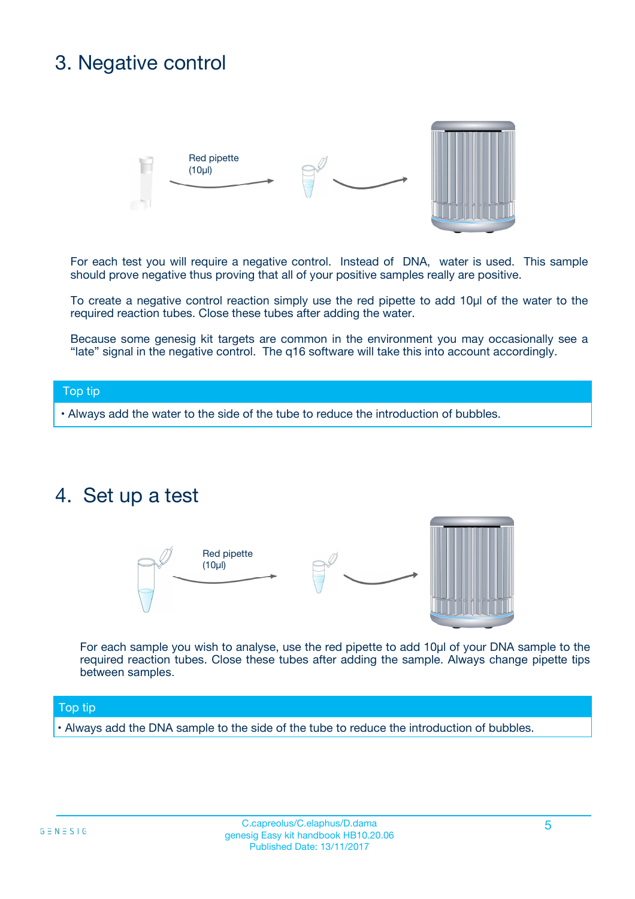## 3. Negative control

Red pipette
(10µl)

For each test you will require a negative control. Instead of DNA, water is used. This sample should prove negative thus proving that all of your positive samples really are positive.

To create a negative control reaction simply use the red pipette to add 10µl of the water to the required reaction tubes. Close these tubes after adding the water.

Because some genesig kit targets are common in the environment you may occasionally see a "late" signal in the negative control. The q16 software will take this into account accordingly.

**Top tip**

- Always add the water to the side of the tube to reduce the introduction of bubbles.

## 4. Set up a test

Red pipette
(10µl)

For each sample you wish to analyse, use the red pipette to add 10µl of your DNA sample to the required reaction tubes. Close these tubes after adding the sample. Always change pipette tips between samples.

**Top tip**

- Always add the DNA sample to the side of the tube to reduce the introduction of bubbles.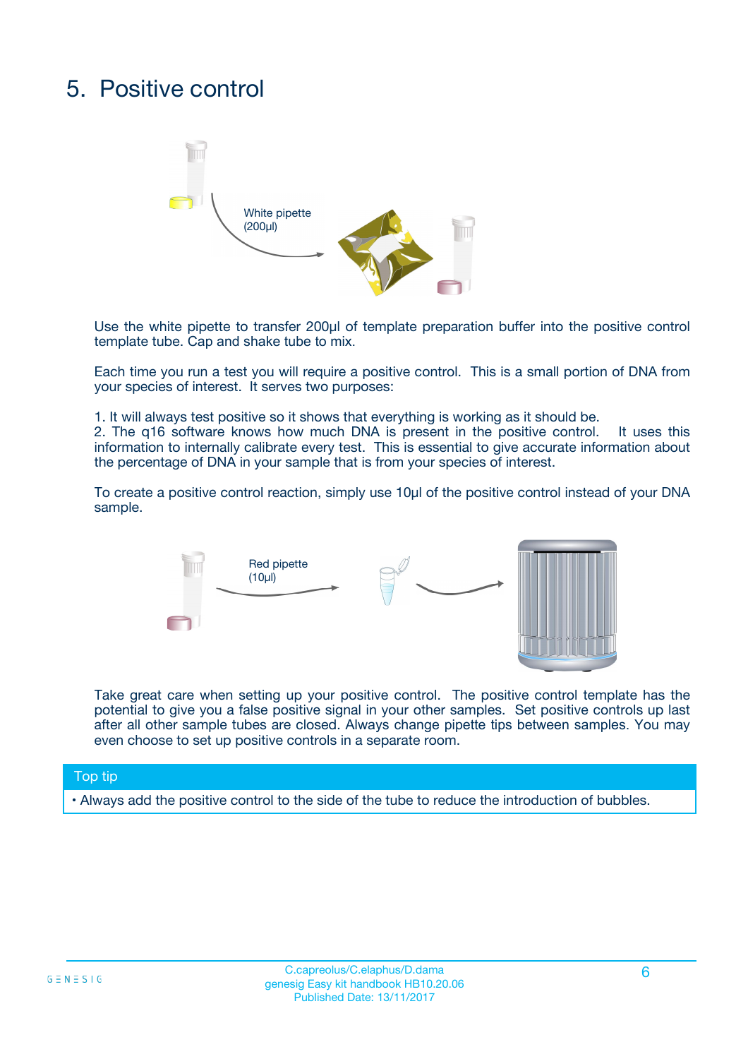# 5. Positive control

White pipette (200µl)

Use the white pipette to transfer 200µl of template preparation buffer into the positive control template tube. Cap and shake tube to mix.

Each time you run a test you will require a positive control. This is a small portion of DNA from your species of interest. It serves two purposes:

1. It will always test positive so it shows that everything is working as it should be.
2. The q16 software knows how much DNA is present in the positive control. It uses this information to internally calibrate every test. This is essential to give accurate information about the percentage of DNA in your sample that is from your species of interest.

To create a positive control reaction, simply use 10µl of the positive control instead of your DNA sample.

Red pipette (10µl)

Take great care when setting up your positive control. The positive control template has the potential to give you a false positive signal in your other samples. Set positive controls up last after all other sample tubes are closed. Always change pipette tips between samples. You may even choose to set up positive controls in a separate room.

**Top tip**

- Always add the positive control to the side of the tube to reduce the introduction of bubbles.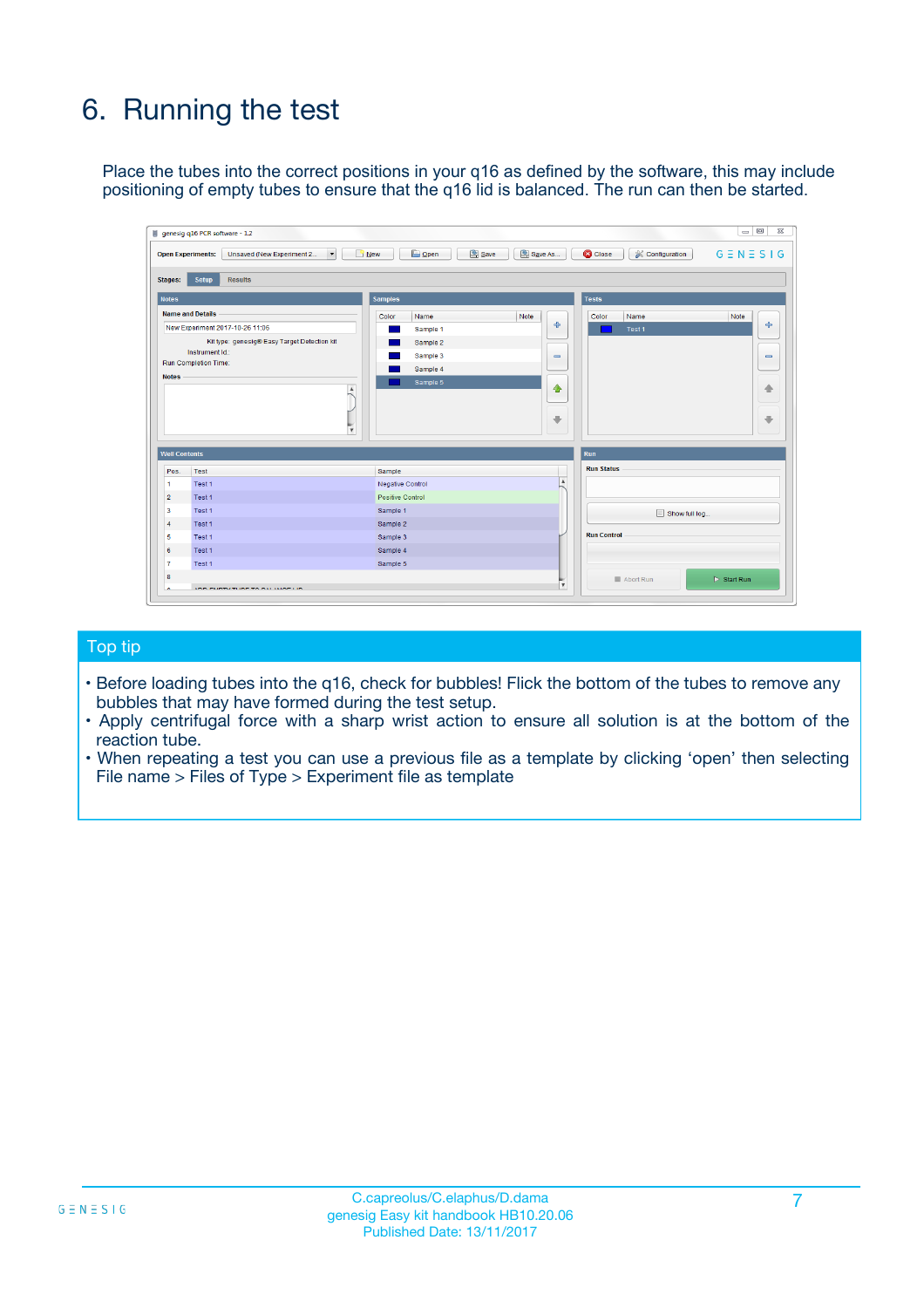# 6. Running the test

Place the tubes into the correct positions in your q16 as defined by the software, this may include positioning of empty tubes to ensure that the q16 lid is balanced. The run can then be started.

## Top tip

- Before loading tubes into the q16, check for bubbles! Flick the bottom of the tubes to remove any bubbles that may have formed during the test setup.
- Apply centrifugal force with a sharp wrist action to ensure all solution is at the bottom of the reaction tube.
- When repeating a test you can use a previous file as a template by clicking 'open' then selecting File name > Files of Type > Experiment file as template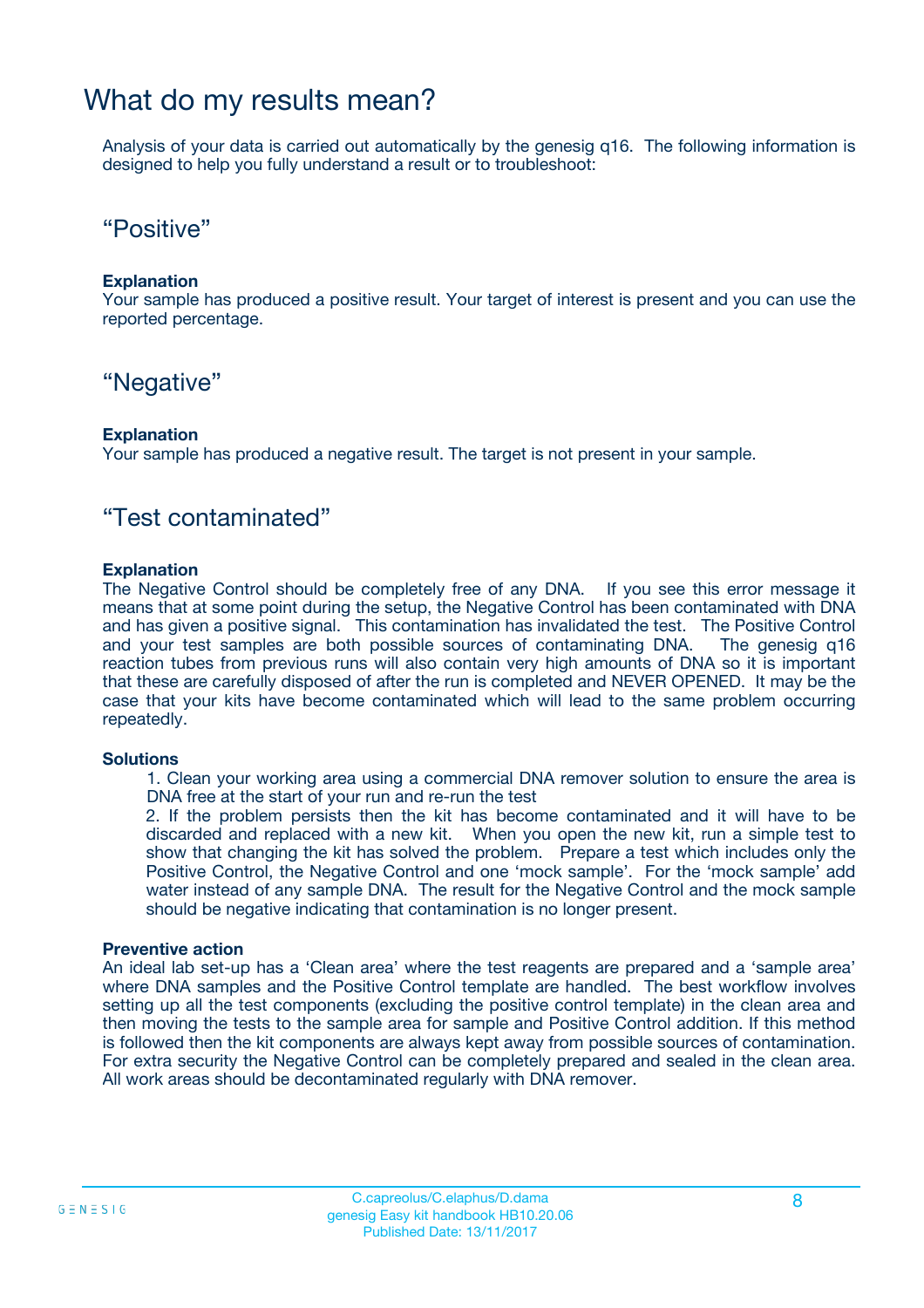# What do my results mean?

Analysis of your data is carried out automatically by the genesig q16. The following information is designed to help you fully understand a result or to troubleshoot:

## "Positive"

**Explanation**

Your sample has produced a positive result. Your target of interest is present and you can use the reported percentage.

## "Negative"

**Explanation**

Your sample has produced a negative result. The target is not present in your sample.

## "Test contaminated"

**Explanation**

The Negative Control should be completely free of any DNA. If you see this error message it means that at some point during the setup, the Negative Control has been contaminated with DNA and has given a positive signal. This contamination has invalidated the test. The Positive Control and your test samples are both possible sources of contaminating DNA. The genesig q16 reaction tubes from previous runs will also contain very high amounts of DNA so it is important that these are carefully disposed of after the run is completed and NEVER OPENED. It may be the case that your kits have become contaminated which will lead to the same problem occurring repeatedly.

**Solutions**

1. Clean your working area using a commercial DNA remover solution to ensure the area is DNA free at the start of your run and re-run the test
2. If the problem persists then the kit has become contaminated and it will have to be discarded and replaced with a new kit. When you open the new kit, run a simple test to show that changing the kit has solved the problem. Prepare a test which includes only the Positive Control, the Negative Control and one 'mock sample'. For the 'mock sample' add water instead of any sample DNA. The result for the Negative Control and the mock sample should be negative indicating that contamination is no longer present.

**Preventive action**

An ideal lab set-up has a 'Clean area' where the test reagents are prepared and a 'sample area' where DNA samples and the Positive Control template are handled. The best workflow involves setting up all the test components (excluding the positive control template) in the clean area and then moving the tests to the sample area for sample and Positive Control addition. If this method is followed then the kit components are always kept away from possible sources of contamination. For extra security the Negative Control can be completely prepared and sealed in the clean area. All work areas should be decontaminated regularly with DNA remover.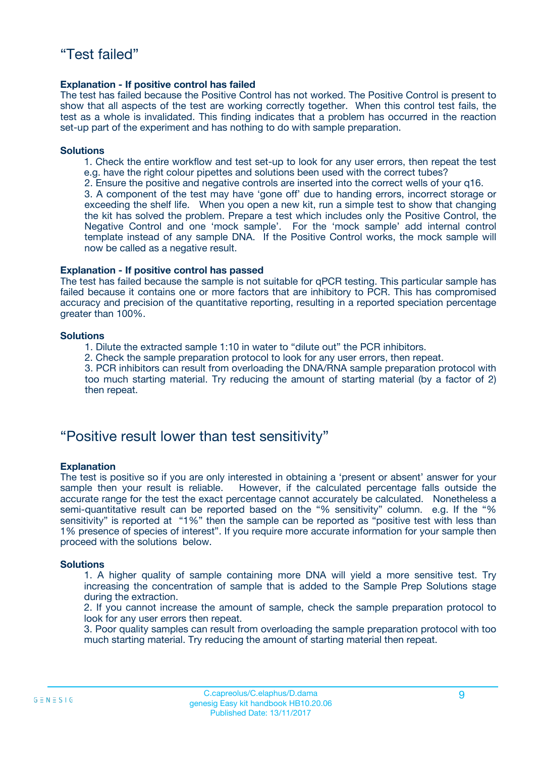## “Test failed”

**Explanation - If positive control has failed**

The test has failed because the Positive Control has not worked. The Positive Control is present to show that all aspects of the test are working correctly together. When this control test fails, the test as a whole is invalidated. This finding indicates that a problem has occurred in the reaction set-up part of the experiment and has nothing to do with sample preparation.

**Solutions**

1. Check the entire workflow and test set-up to look for any user errors, then repeat the test e.g. have the right colour pipettes and solutions been used with the correct tubes?
2. Ensure the positive and negative controls are inserted into the correct wells of your q16.
3. A component of the test may have ‘gone off’ due to handing errors, incorrect storage or exceeding the shelf life. When you open a new kit, run a simple test to show that changing the kit has solved the problem. Prepare a test which includes only the Positive Control, the Negative Control and one ‘mock sample’. For the ‘mock sample’ add internal control template instead of any sample DNA. If the Positive Control works, the mock sample will now be called as a negative result.

**Explanation - If positive control has passed**

The test has failed because the sample is not suitable for qPCR testing. This particular sample has failed because it contains one or more factors that are inhibitory to PCR. This has compromised accuracy and precision of the quantitative reporting, resulting in a reported speciation percentage greater than 100%.

**Solutions**

1. Dilute the extracted sample 1:10 in water to “dilute out” the PCR inhibitors.
2. Check the sample preparation protocol to look for any user errors, then repeat.
3. PCR inhibitors can result from overloading the DNA/RNA sample preparation protocol with too much starting material. Try reducing the amount of starting material (by a factor of 2) then repeat.

## “Positive result lower than test sensitivity”

**Explanation**

The test is positive so if you are only interested in obtaining a ‘present or absent’ answer for your sample then your result is reliable. However, if the calculated percentage falls outside the accurate range for the test the exact percentage cannot accurately be calculated. Nonetheless a semi-quantitative result can be reported based on the “% sensitivity” column. e.g. If the “% sensitivity” is reported at “1%” then the sample can be reported as “positive test with less than 1% presence of species of interest”. If you require more accurate information for your sample then proceed with the solutions below.

**Solutions**

1. A higher quality of sample containing more DNA will yield a more sensitive test. Try increasing the concentration of sample that is added to the Sample Prep Solutions stage during the extraction.
2. If you cannot increase the amount of sample, check the sample preparation protocol to look for any user errors then repeat.
3. Poor quality samples can result from overloading the sample preparation protocol with too much starting material. Try reducing the amount of starting material then repeat.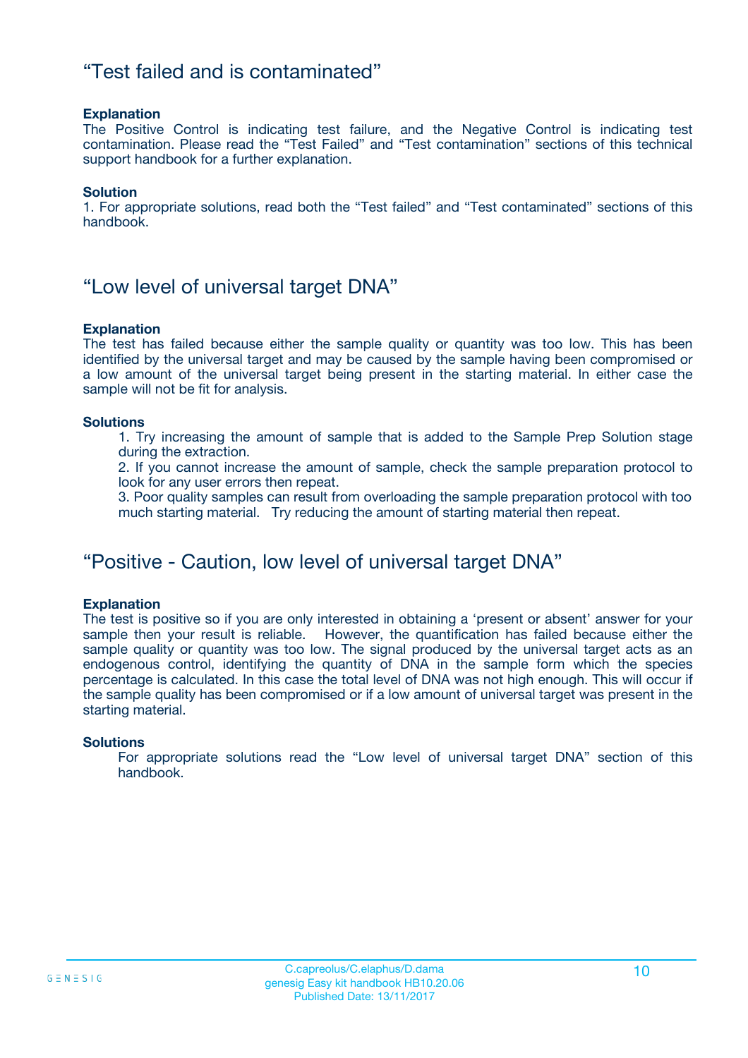## “Test failed and is contaminated”

**Explanation**
The Positive Control is indicating test failure, and the Negative Control is indicating test contamination. Please read the “Test Failed” and “Test contamination” sections of this technical support handbook for a further explanation.

**Solution**
1. For appropriate solutions, read both the “Test failed” and “Test contaminated” sections of this handbook.

## “Low level of universal target DNA”

**Explanation**
The test has failed because either the sample quality or quantity was too low. This has been identified by the universal target and may be caused by the sample having been compromised or a low amount of the universal target being present in the starting material. In either case the sample will not be fit for analysis.

**Solutions**

1. Try increasing the amount of sample that is added to the Sample Prep Solution stage during the extraction.
2. If you cannot increase the amount of sample, check the sample preparation protocol to look for any user errors then repeat.
3. Poor quality samples can result from overloading the sample preparation protocol with too much starting material. Try reducing the amount of starting material then repeat.

## “Positive - Caution, low level of universal target DNA”

**Explanation**
The test is positive so if you are only interested in obtaining a ‘present or absent’ answer for your sample then your result is reliable. However, the quantification has failed because either the sample quality or quantity was too low. The signal produced by the universal target acts as an endogenous control, identifying the quantity of DNA in the sample form which the species percentage is calculated. In this case the total level of DNA was not high enough. This will occur if the sample quality has been compromised or if a low amount of universal target was present in the starting material.

**Solutions**
For appropriate solutions read the “Low level of universal target DNA” section of this handbook.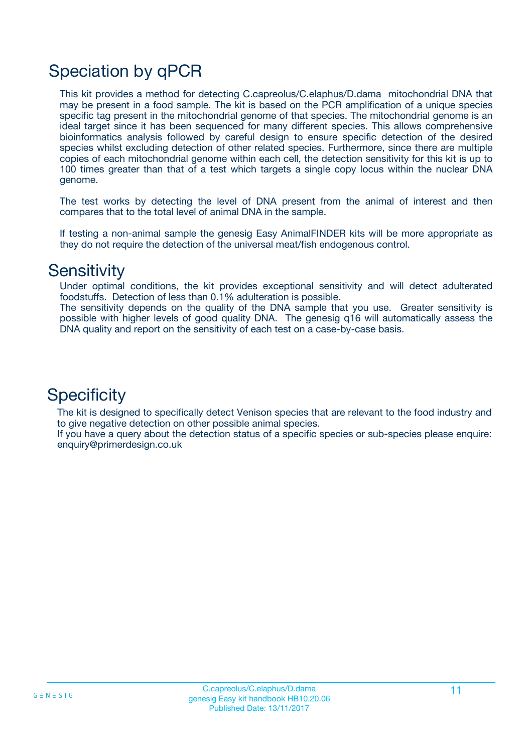# Speciation by qPCR

This kit provides a method for detecting C.capreolus/C.elaphus/D.dama mitochondrial DNA that may be present in a food sample. The kit is based on the PCR amplification of a unique species specific tag present in the mitochondrial genome of that species. The mitochondrial genome is an ideal target since it has been sequenced for many different species. This allows comprehensive bioinformatics analysis followed by careful design to ensure specific detection of the desired species whilst excluding detection of other related species. Furthermore, since there are multiple copies of each mitochondrial genome within each cell, the detection sensitivity for this kit is up to 100 times greater than that of a test which targets a single copy locus within the nuclear DNA genome.

The test works by detecting the level of DNA present from the animal of interest and then compares that to the total level of animal DNA in the sample.

If testing a non-animal sample the genesig Easy AnimalFINDER kits will be more appropriate as they do not require the detection of the universal meat/fish endogenous control.

# Sensitivity

Under optimal conditions, the kit provides exceptional sensitivity and will detect adulterated foodstuffs. Detection of less than 0.1% adulteration is possible.
The sensitivity depends on the quality of the DNA sample that you use. Greater sensitivity is possible with higher levels of good quality DNA. The genesig q16 will automatically assess the DNA quality and report on the sensitivity of each test on a case-by-case basis.

# Specificity

The kit is designed to specifically detect Venison species that are relevant to the food industry and to give negative detection on other possible animal species.
If you have a query about the detection status of a specific species or sub-species please enquire: enquiry@primerdesign.co.uk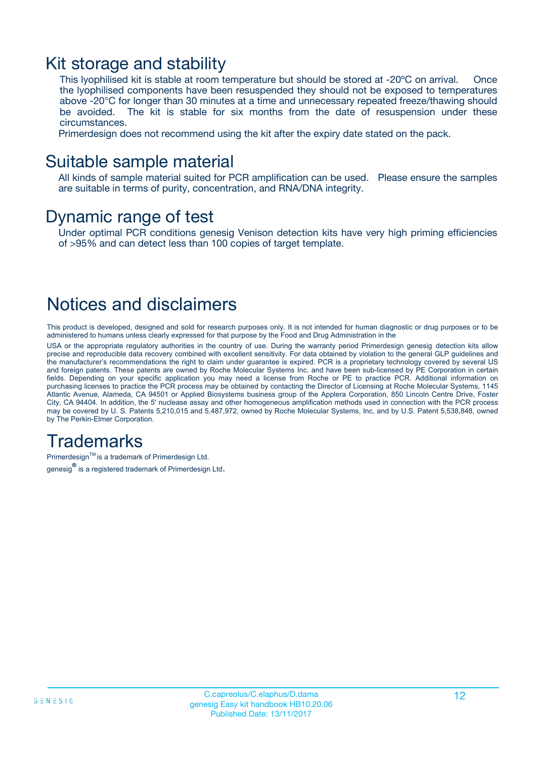## Kit storage and stability

This lyophilised kit is stable at room temperature but should be stored at -20ºC on arrival. Once the lyophilised components have been resuspended they should not be exposed to temperatures above -20°C for longer than 30 minutes at a time and unnecessary repeated freeze/thawing should be avoided. The kit is stable for six months from the date of resuspension under these circumstances.

Primerdesign does not recommend using the kit after the expiry date stated on the pack.

## Suitable sample material

All kinds of sample material suited for PCR amplification can be used. Please ensure the samples are suitable in terms of purity, concentration, and RNA/DNA integrity.

## Dynamic range of test

Under optimal PCR conditions genesig Venison detection kits have very high priming efficiencies of >95% and can detect less than 100 copies of target template.

## Notices and disclaimers

This product is developed, designed and sold for research purposes only. It is not intended for human diagnostic or drug purposes or to be administered to humans unless clearly expressed for that purpose by the Food and Drug Administration in the

USA or the appropriate regulatory authorities in the country of use. During the warranty period Primerdesign genesig detection kits allow precise and reproducible data recovery combined with excellent sensitivity. For data obtained by violation to the general GLP guidelines and the manufacturer's recommendations the right to claim under guarantee is expired. PCR is a proprietary technology covered by several US and foreign patents. These patents are owned by Roche Molecular Systems Inc. and have been sub-licensed by PE Corporation in certain fields. Depending on your specific application you may need a license from Roche or PE to practice PCR. Additional information on purchasing licenses to practice the PCR process may be obtained by contacting the Director of Licensing at Roche Molecular Systems, 1145 Atlantic Avenue, Alameda, CA 94501 or Applied Biosystems business group of the Applera Corporation, 850 Lincoln Centre Drive, Foster City, CA 94404. In addition, the 5' nuclease assay and other homogeneous amplification methods used in connection with the PCR process may be covered by U. S. Patents 5,210,015 and 5,487,972, owned by Roche Molecular Systems, Inc, and by U.S. Patent 5,538,848, owned by The Perkin-Elmer Corporation.

## Trademarks

Primerdesign™ is a trademark of Primerdesign Ltd.

genesig® is a registered trademark of Primerdesign Ltd.